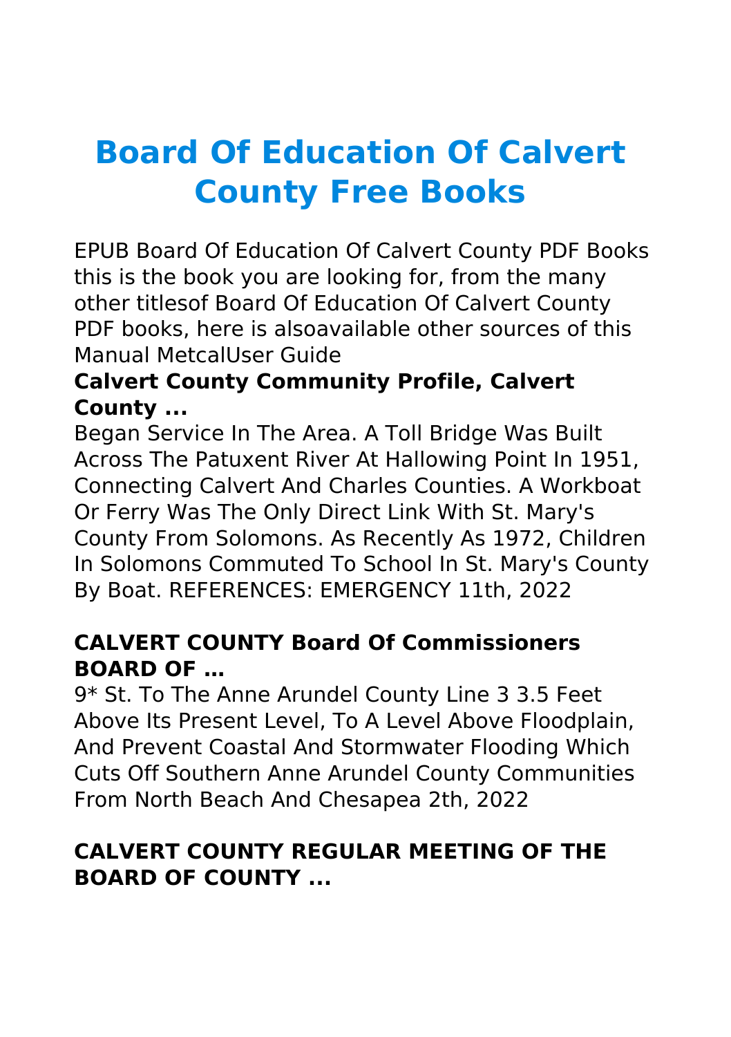# Board Of Education Of Calvert County Free Books

EPUB Board Of Education Of Calvert County PDF Books this is the book you are looking for, from the many other titlesof Board Of Education Of Calvert County PDF books, here is alsoavailable other sources of this Manual MetcalUser Guide

### Calvert County Community Profile, Calvert County ...

Began Service In The Area. A Toll Bridge Was Built Across The Patuxent River At Hallowing Point In 1951, Connecting Calvert And Charles Counties. A Workboat Or Ferry Was The Only Direct Link With St. Mary's County From Solomons. As Recently As 1972, Children In Solomons Commuted To School In St. Mary's County By Boat. REFERENCES: EMERGENCY 11th, 2022

### CALVERT COUNTY Board Of Commissioners BOARD OF …

9* St. To The Anne Arundel County Line 3 3.5 Feet Above Its Present Level, To A Level Above Floodplain, And Prevent Coastal And Stormwater Flooding Which Cuts Off Southern Anne Arundel County Communities From North Beach And Chesapea 2th, 2022

### CALVERT COUNTY REGULAR MEETING OF THE BOARD OF COUNTY ...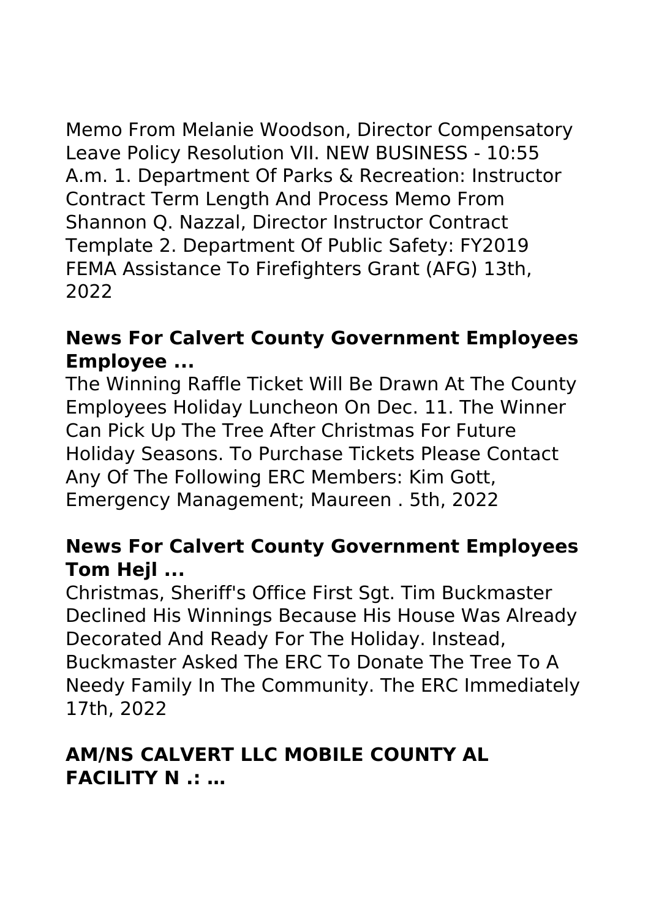Memo From Melanie Woodson, Director Compensatory Leave Policy Resolution VII. NEW BUSINESS - 10:55 A.m. 1. Department Of Parks & Recreation: Instructor Contract Term Length And Process Memo From Shannon Q. Nazzal, Director Instructor Contract Template 2. Department Of Public Safety: FY2019 FEMA Assistance To Firefighters Grant (AFG) 13th, 2022

### **News For Calvert County Government Employees Employee ...**

The Winning Raffle Ticket Will Be Drawn At The County Employees Holiday Luncheon On Dec. 11. The Winner Can Pick Up The Tree After Christmas For Future Holiday Seasons. To Purchase Tickets Please Contact Any Of The Following ERC Members: Kim Gott, Emergency Management; Maureen . 5th, 2022

### **News For Calvert County Government Employees Tom Hejl ...**

Christmas, Sheriff's Office First Sgt. Tim Buckmaster Declined His Winnings Because His House Was Already Decorated And Ready For The Holiday. Instead, Buckmaster Asked The ERC To Donate The Tree To A Needy Family In The Community. The ERC Immediately 17th, 2022

### **AM/NS CALVERT LLC MOBILE COUNTY AL FACILITY N .: …**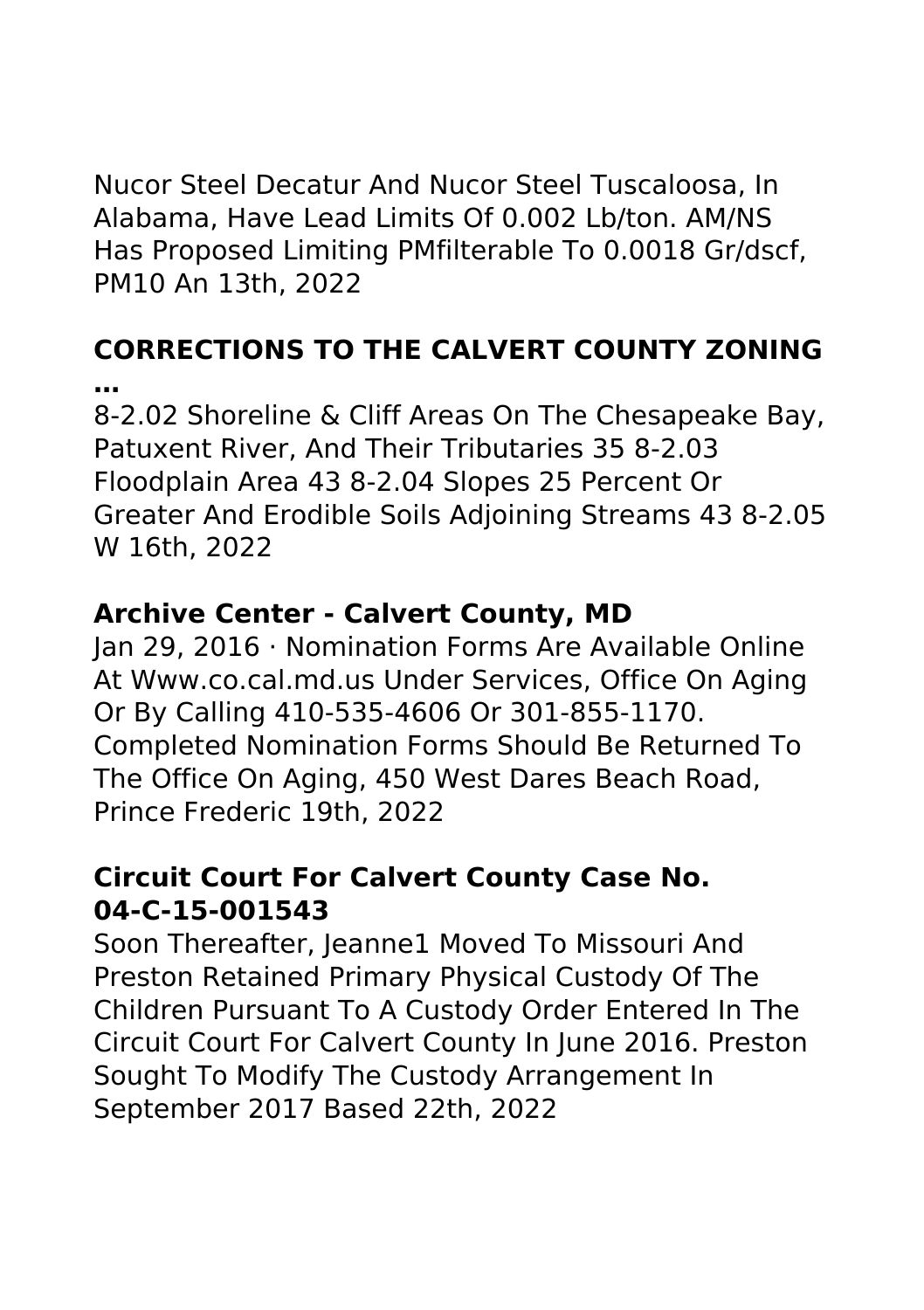Nucor Steel Decatur And Nucor Steel Tuscaloosa, In Alabama, Have Lead Limits Of 0.002 Lb/ton. AM/NS Has Proposed Limiting PMfilterable To 0.0018 Gr/dscf, PM10 An 13th, 2022

## CORRECTIONS TO THE CALVERT COUNTY ZONING …

8-2.02 Shoreline & Cliff Areas On The Chesapeake Bay, Patuxent River, And Their Tributaries 35 8-2.03 Floodplain Area 43 8-2.04 Slopes 25 Percent Or Greater And Erodible Soils Adjoining Streams 43 8-2.05 W 16th, 2022

## Archive Center - Calvert County, MD

Jan 29, 2016 · Nomination Forms Are Available Online At Www.co.cal.md.us Under Services, Office On Aging Or By Calling 410-535-4606 Or 301-855-1170. Completed Nomination Forms Should Be Returned To The Office On Aging, 450 West Dares Beach Road, Prince Frederic 19th, 2022

## Circuit Court For Calvert County Case No. 04-C-15-001543

Soon Thereafter, Jeanne1 Moved To Missouri And Preston Retained Primary Physical Custody Of The Children Pursuant To A Custody Order Entered In The Circuit Court For Calvert County In June 2016. Preston Sought To Modify The Custody Arrangement In September 2017 Based 22th, 2022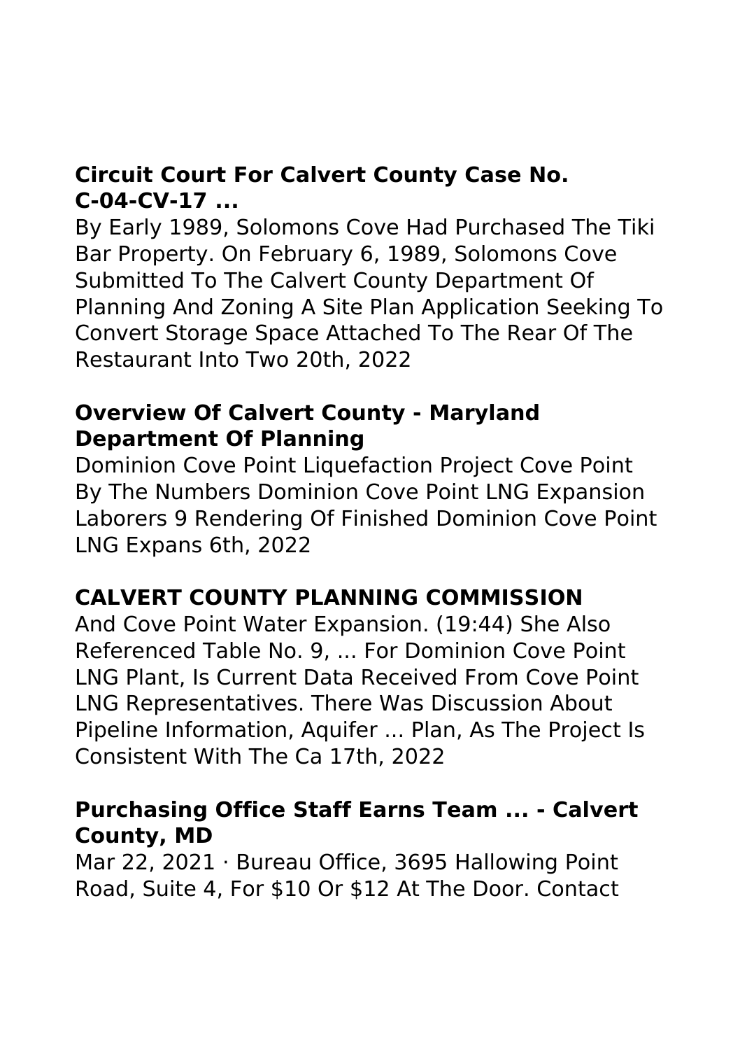### Circuit Court For Calvert County Case No. C-04-CV-17 ...

By Early 1989, Solomons Cove Had Purchased The Tiki Bar Property. On February 6, 1989, Solomons Cove Submitted To The Calvert County Department Of Planning And Zoning A Site Plan Application Seeking To Convert Storage Space Attached To The Rear Of The Restaurant Into Two 20th, 2022

### Overview Of Calvert County - Maryland Department Of Planning

Dominion Cove Point Liquefaction Project Cove Point By The Numbers Dominion Cove Point LNG Expansion Laborers 9 Rendering Of Finished Dominion Cove Point LNG Expans 6th, 2022

### CALVERT COUNTY PLANNING COMMISSION

And Cove Point Water Expansion. (19:44) She Also Referenced Table No. 9, ... For Dominion Cove Point LNG Plant, Is Current Data Received From Cove Point LNG Representatives. There Was Discussion About Pipeline Information, Aquifer ... Plan, As The Project Is Consistent With The Ca 17th, 2022

### Purchasing Office Staff Earns Team ... - Calvert County, MD

Mar 22, 2021 · Bureau Office, 3695 Hallowing Point Road, Suite 4, For $10 Or $12 At The Door. Contact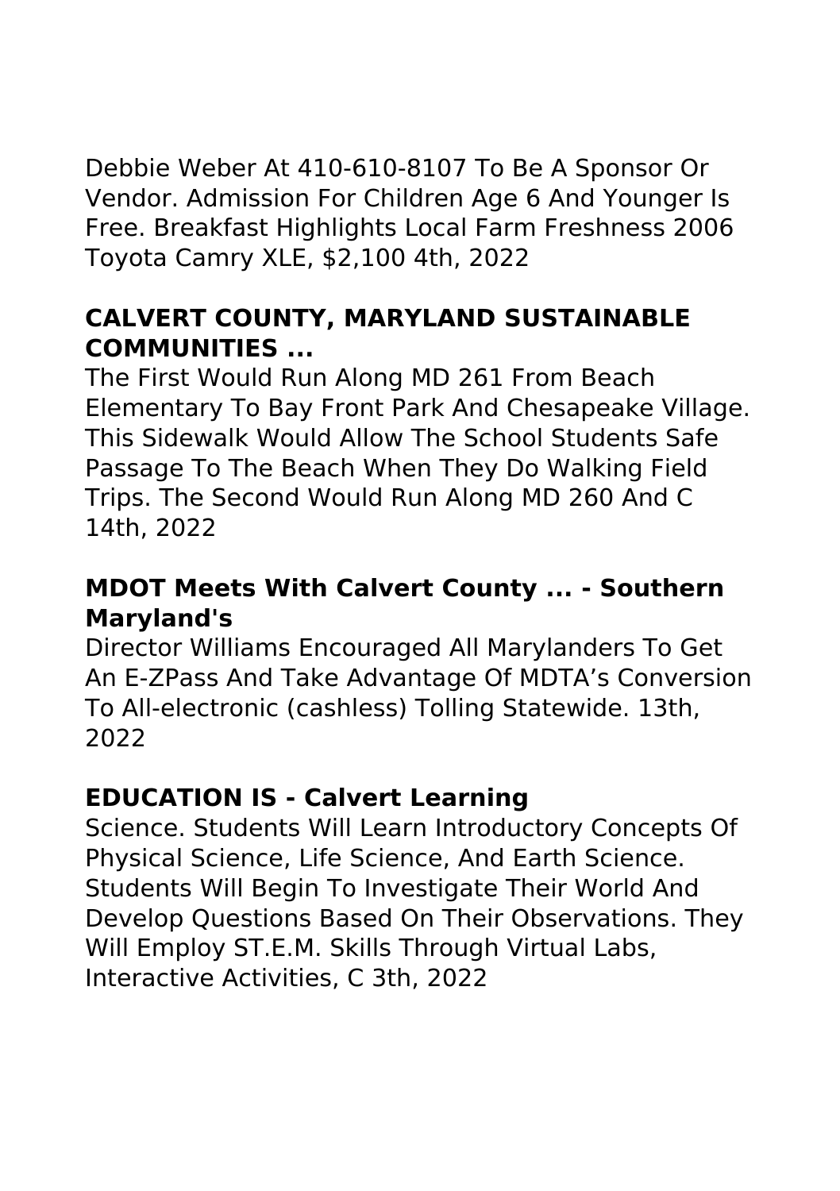Debbie Weber At 410-610-8107 To Be A Sponsor Or Vendor. Admission For Children Age 6 And Younger Is Free. Breakfast Highlights Local Farm Freshness 2006 Toyota Camry XLE, $2,100 4th, 2022

### CALVERT COUNTY, MARYLAND SUSTAINABLE COMMUNITIES ...

The First Would Run Along MD 261 From Beach Elementary To Bay Front Park And Chesapeake Village. This Sidewalk Would Allow The School Students Safe Passage To The Beach When They Do Walking Field Trips. The Second Would Run Along MD 260 And C 14th, 2022

### MDOT Meets With Calvert County ... - Southern Maryland's

Director Williams Encouraged All Marylanders To Get An E-ZPass And Take Advantage Of MDTA's Conversion To All-electronic (cashless) Tolling Statewide. 13th, 2022

### EDUCATION IS - Calvert Learning

Science. Students Will Learn Introductory Concepts Of Physical Science, Life Science, And Earth Science. Students Will Begin To Investigate Their World And Develop Questions Based On Their Observations. They Will Employ ST.E.M. Skills Through Virtual Labs, Interactive Activities, C 3th, 2022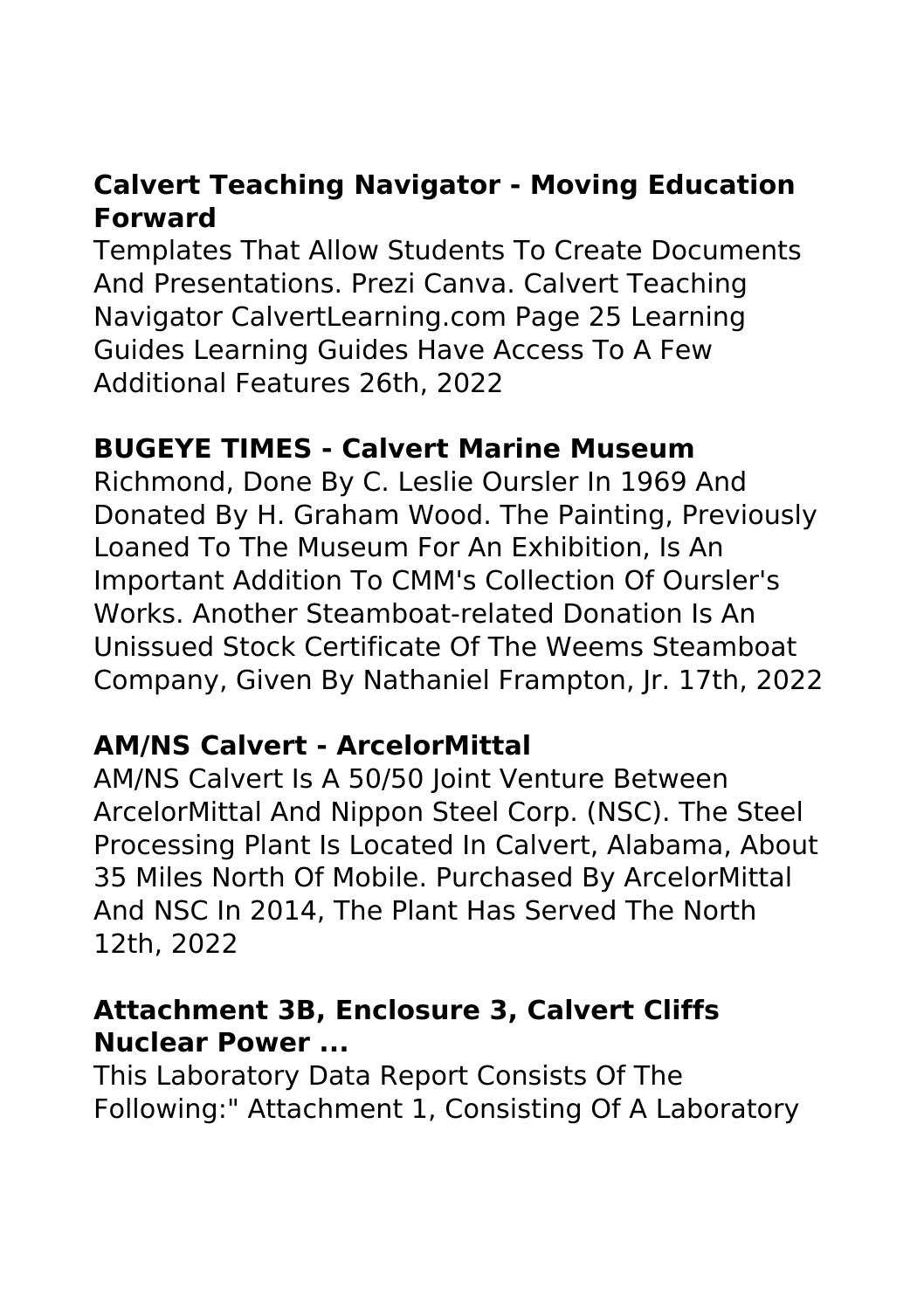## Calvert Teaching Navigator - Moving Education Forward

Templates That Allow Students To Create Documents And Presentations. Prezi Canva. Calvert Teaching Navigator CalvertLearning.com Page 25 Learning Guides Learning Guides Have Access To A Few Additional Features 26th, 2022

## BUGEYE TIMES - Calvert Marine Museum

Richmond, Done By C. Leslie Oursler In 1969 And Donated By H. Graham Wood. The Painting, Previously Loaned To The Museum For An Exhibition, Is An Important Addition To CMM's Collection Of Oursler's Works. Another Steamboat-related Donation Is An Unissued Stock Certificate Of The Weems Steamboat Company, Given By Nathaniel Frampton, Jr. 17th, 2022

## AM/NS Calvert - ArcelorMittal

AM/NS Calvert Is A 50/50 Joint Venture Between ArcelorMittal And Nippon Steel Corp. (NSC). The Steel Processing Plant Is Located In Calvert, Alabama, About 35 Miles North Of Mobile. Purchased By ArcelorMittal And NSC In 2014, The Plant Has Served The North 12th, 2022

## Attachment 3B, Enclosure 3, Calvert Cliffs Nuclear Power ...

This Laboratory Data Report Consists Of The Following:" Attachment 1, Consisting Of A Laboratory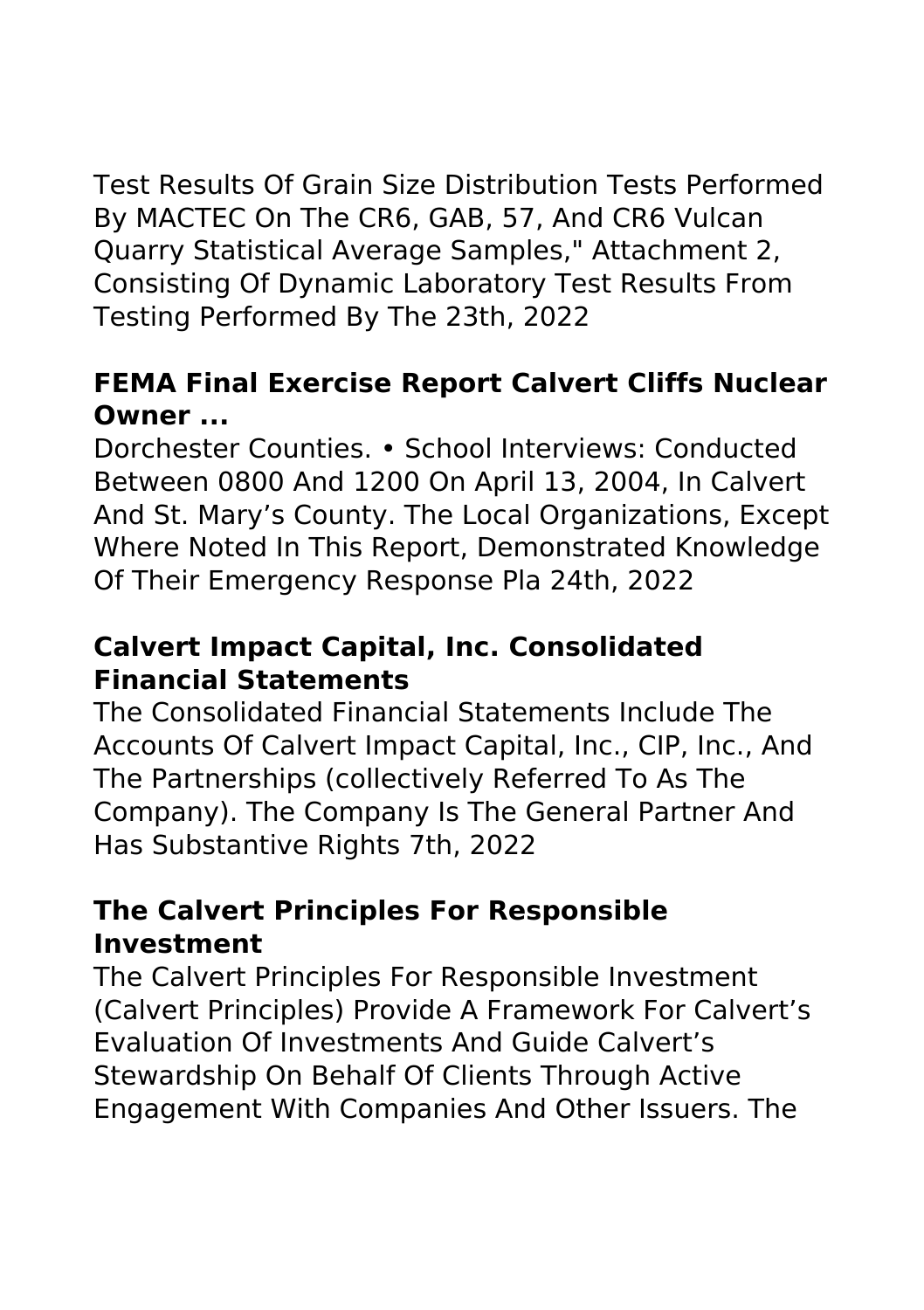Test Results Of Grain Size Distribution Tests Performed By MACTEC On The CR6, GAB, 57, And CR6 Vulcan Quarry Statistical Average Samples," Attachment 2, Consisting Of Dynamic Laboratory Test Results From Testing Performed By The 23th, 2022

### FEMA Final Exercise Report Calvert Cliffs Nuclear Owner ...

Dorchester Counties. • School Interviews: Conducted Between 0800 And 1200 On April 13, 2004, In Calvert And St. Mary's County. The Local Organizations, Except Where Noted In This Report, Demonstrated Knowledge Of Their Emergency Response Pla 24th, 2022

### Calvert Impact Capital, Inc. Consolidated Financial Statements

The Consolidated Financial Statements Include The Accounts Of Calvert Impact Capital, Inc., CIP, Inc., And The Partnerships (collectively Referred To As The Company). The Company Is The General Partner And Has Substantive Rights 7th, 2022

### The Calvert Principles For Responsible Investment

The Calvert Principles For Responsible Investment (Calvert Principles) Provide A Framework For Calvert's Evaluation Of Investments And Guide Calvert's Stewardship On Behalf Of Clients Through Active Engagement With Companies And Other Issuers. The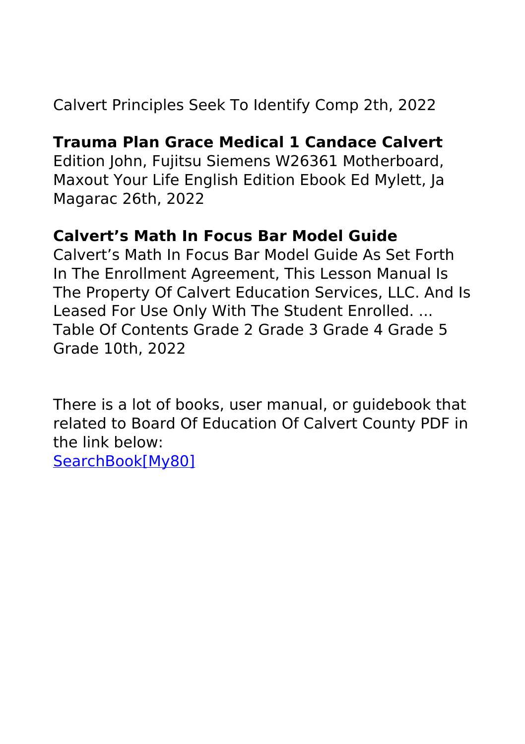Calvert Principles Seek To Identify Comp 2th, 2022

**Trauma Plan Grace Medical 1 Candace Calvert**
Edition John, Fujitsu Siemens W26361 Motherboard, Maxout Your Life English Edition Ebook Ed Mylett, Ja Magarac 26th, 2022

**Calvert's Math In Focus Bar Model Guide**
Calvert's Math In Focus Bar Model Guide As Set Forth In The Enrollment Agreement, This Lesson Manual Is The Property Of Calvert Education Services, LLC. And Is Leased For Use Only With The Student Enrolled. ... Table Of Contents Grade 2 Grade 3 Grade 4 Grade 5 Grade 10th, 2022

There is a lot of books, user manual, or guidebook that related to Board Of Education Of Calvert County PDF in the link below:
SearchBook[My80]